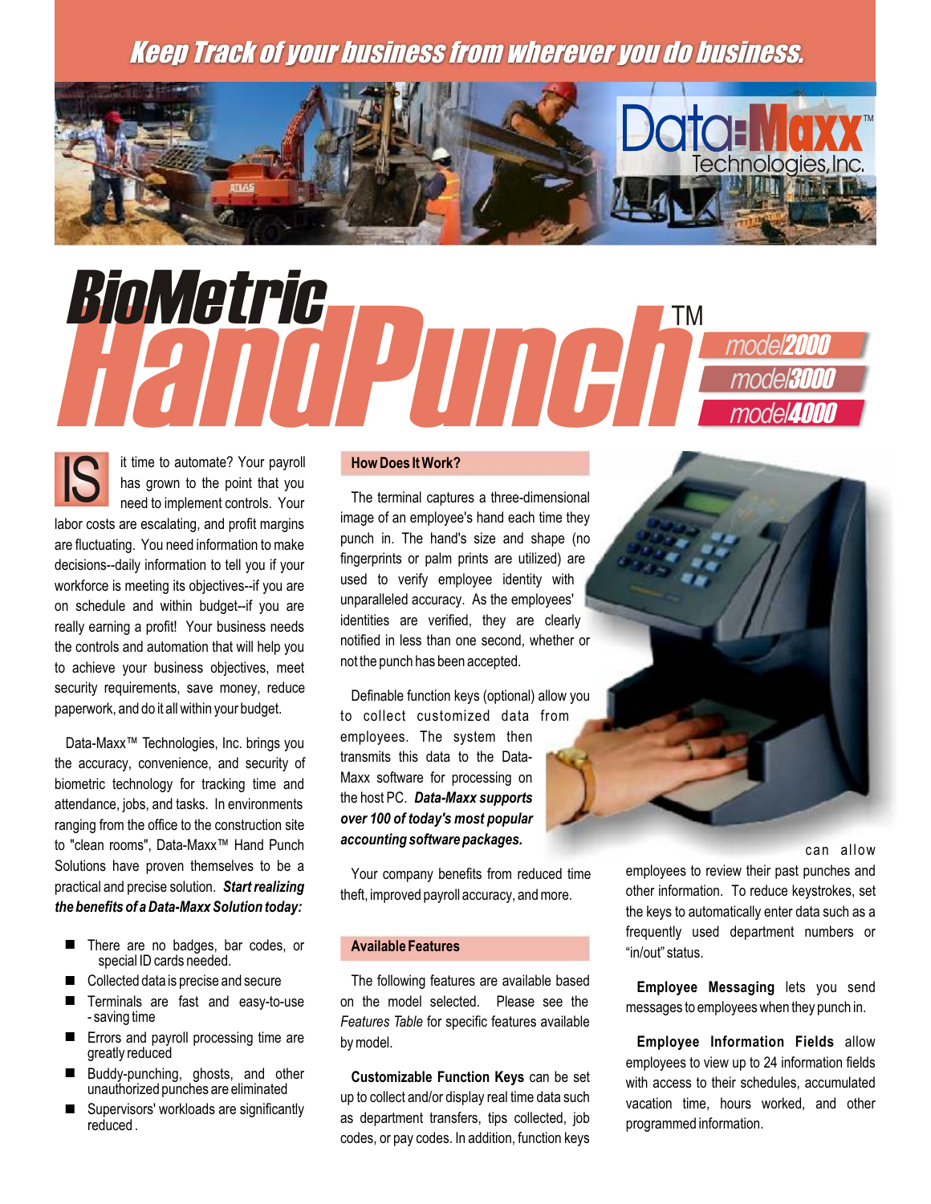*Keep Track of your business from wherever you do business.*

Data-Maxx™ Technologies, Inc.

# BioMetric HandPunch™

model2000
model3000
model4000

IS it time to automate? Your payroll has grown to the point that you need to implement controls. Your labor costs are escalating, and profit margins are fluctuating. You need information to make decisions--daily information to tell you if your workforce is meeting its objectives--if you are on schedule and within budget--if you are really earning a profit! Your business needs the controls and automation that will help you to achieve your business objectives, meet security requirements, save money, reduce paperwork, and do it all within your budget.

Data-Maxx™ Technologies, Inc. brings you the accuracy, convenience, and security of biometric technology for tracking time and attendance, jobs, and tasks. In environments ranging from the office to the construction site to "clean rooms", Data-Maxx™ Hand Punch Solutions have proven themselves to be a practical and precise solution. ***Start realizing the benefits of a Data-Maxx Solution today:***

- There are no badges, bar codes, or special ID cards needed.
- Collected data is precise and secure
- Terminals are fast and easy-to-use - saving time
- Errors and payroll processing time are greatly reduced
- Buddy-punching, ghosts, and other unauthorized punches are eliminated
- Supervisors' workloads are significantly reduced .

## How Does It Work?

The terminal captures a three-dimensional image of an employee's hand each time they punch in. The hand's size and shape (no fingerprints or palm prints are utilized) are used to verify employee identity with unparalleled accuracy. As the employees' identities are verified, they are clearly notified in less than one second, whether or not the punch has been accepted.

Definable function keys (optional) allow you to collect customized data from employees. The system then transmits this data to the Data-Maxx software for processing on the host PC. ***Data-Maxx supports over 100 of today's most popular accounting software packages.***

Your company benefits from reduced time theft, improved payroll accuracy, and more.

## Available Features

The following features are available based on the model selected. Please see the *Features Table* for specific features available by model.

**Customizable Function Keys** can be set up to collect and/or display real time data such as department transfers, tips collected, job codes, or pay codes. In addition, function keys can allow employees to review their past punches and other information. To reduce keystrokes, set the keys to automatically enter data such as a frequently used department numbers or "in/out" status.

**Employee Messaging** lets you send messages to employees when they punch in.

**Employee Information Fields** allow employees to view up to 24 information fields with access to their schedules, accumulated vacation time, hours worked, and other programmed information.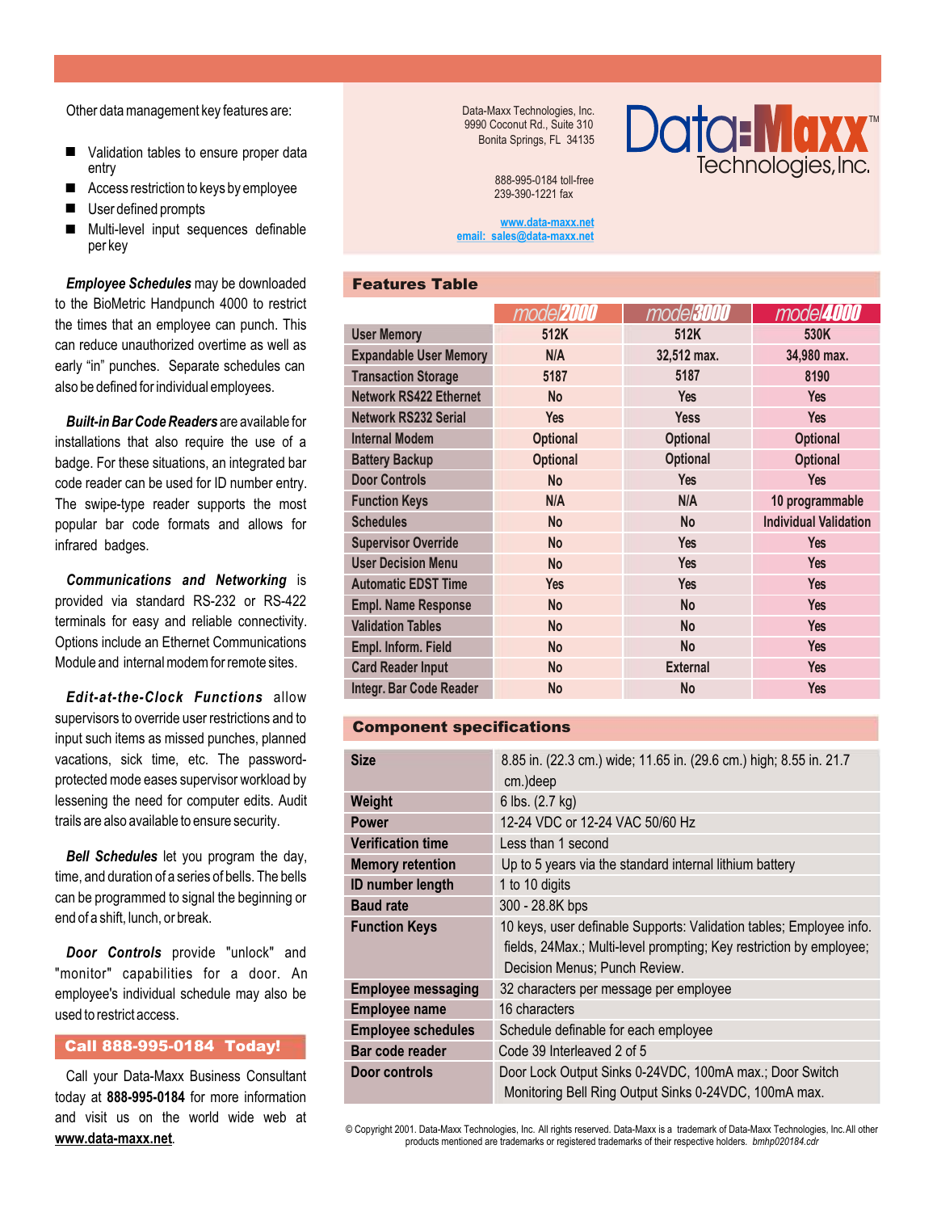Other data management key features are:

- Validation tables to ensure proper data entry
- Access restriction to keys by employee
- User defined prompts
- Multi-level input sequences definable per key

***Employee Schedules*** may be downloaded to the BioMetric Handpunch 4000 to restrict the times that an employee can punch. This can reduce unauthorized overtime as well as early “in” punches. Separate schedules can also be defined for individual employees.

***Built-in Bar Code Readers*** are available for installations that also require the use of a badge. For these situations, an integrated bar code reader can be used for ID number entry. The swipe-type reader supports the most popular bar code formats and allows for infrared badges.

***Communications and Networking*** is provided via standard RS-232 or RS-422 terminals for easy and reliable connectivity. Options include an Ethernet Communications Module and internal modem for remote sites.

***Edit-at-the-Clock Functions*** allow supervisors to override user restrictions and to input such items as missed punches, planned vacations, sick time, etc. The password-protected mode eases supervisor workload by lessening the need for computer edits. Audit trails are also available to ensure security.

***Bell Schedules*** let you program the day, time, and duration of a series of bells. The bells can be programmed to signal the beginning or end of a shift, lunch, or break.

***Door Controls*** provide "unlock" and "monitor" capabilities for a door. An employee's individual schedule may also be used to restrict access.

**Call 888-995-0184 Today!**

Call your Data-Maxx Business Consultant today at **888-995-0184** for more information and visit us on the world wide web at **www.data-maxx.net**.

Data-Maxx Technologies, Inc.
9990 Coconut Rd., Suite 310
Bonita Springs, FL 34135

888-995-0184 toll-free
239-390-1221 fax

www.data-maxx.net
email: sales@data-maxx.net

Data-Maxx Technologies, Inc.™

## Features Table

| | model2000 | model3000 | model4000 |
|---|---|---|---|
| User Memory | 512K | 512K | 530K |
| Expandable User Memory | N/A | 32,512 max. | 34,980 max. |
| Transaction Storage | 5187 | 5187 | 8190 |
| Network RS422 Ethernet | No | Yes | Yes |
| Network RS232 Serial | Yes | Yess | Yes |
| Internal Modem | Optional | Optional | Optional |
| Battery Backup | Optional | Optional | Optional |
| Door Controls | No | Yes | Yes |
| Function Keys | N/A | N/A | 10 programmable |
| Schedules | No | No | Individual Validation |
| Supervisor Override | No | Yes | Yes |
| User Decision Menu | No | Yes | Yes |
| Automatic EDST Time | Yes | Yes | Yes |
| Empl. Name Response | No | No | Yes |
| Validation Tables | No | No | Yes |
| Empl. Inform. Field | No | No | Yes |
| Card Reader Input | No | External | Yes |
| Integr. Bar Code Reader | No | No | Yes |

## Component specifications

| | |
|---|---|
| Size | 8.85 in. (22.3 cm.) wide; 11.65 in. (29.6 cm.) high; 8.55 in. 21.7 cm.)deep |
| Weight | 6 lbs. (2.7 kg) |
| Power | 12-24 VDC or 12-24 VAC 50/60 Hz |
| Verification time | Less than 1 second |
| Memory retention | Up to 5 years via the standard internal lithium battery |
| ID number length | 1 to 10 digits |
| Baud rate | 300 - 28.8K bps |
| Function Keys | 10 keys, user definable Supports: Validation tables; Employee info. fields, 24Max.; Multi-level prompting; Key restriction by employee; Decision Menus; Punch Review. |
| Employee messaging | 32 characters per message per employee |
| Employee name | 16 characters |
| Employee schedules | Schedule definable for each employee |
| Bar code reader | Code 39 Interleaved 2 of 5 |
| Door controls | Door Lock Output Sinks 0-24VDC, 100mA max.; Door Switch Monitoring Bell Ring Output Sinks 0-24VDC, 100mA max. |

© Copyright 2001. Data-Maxx Technologies, Inc. All rights reserved. Data-Maxx is a trademark of Data-Maxx Technologies, Inc. All other products mentioned are trademarks or registered trademarks of their respective holders. *bmhp020184.cdr*